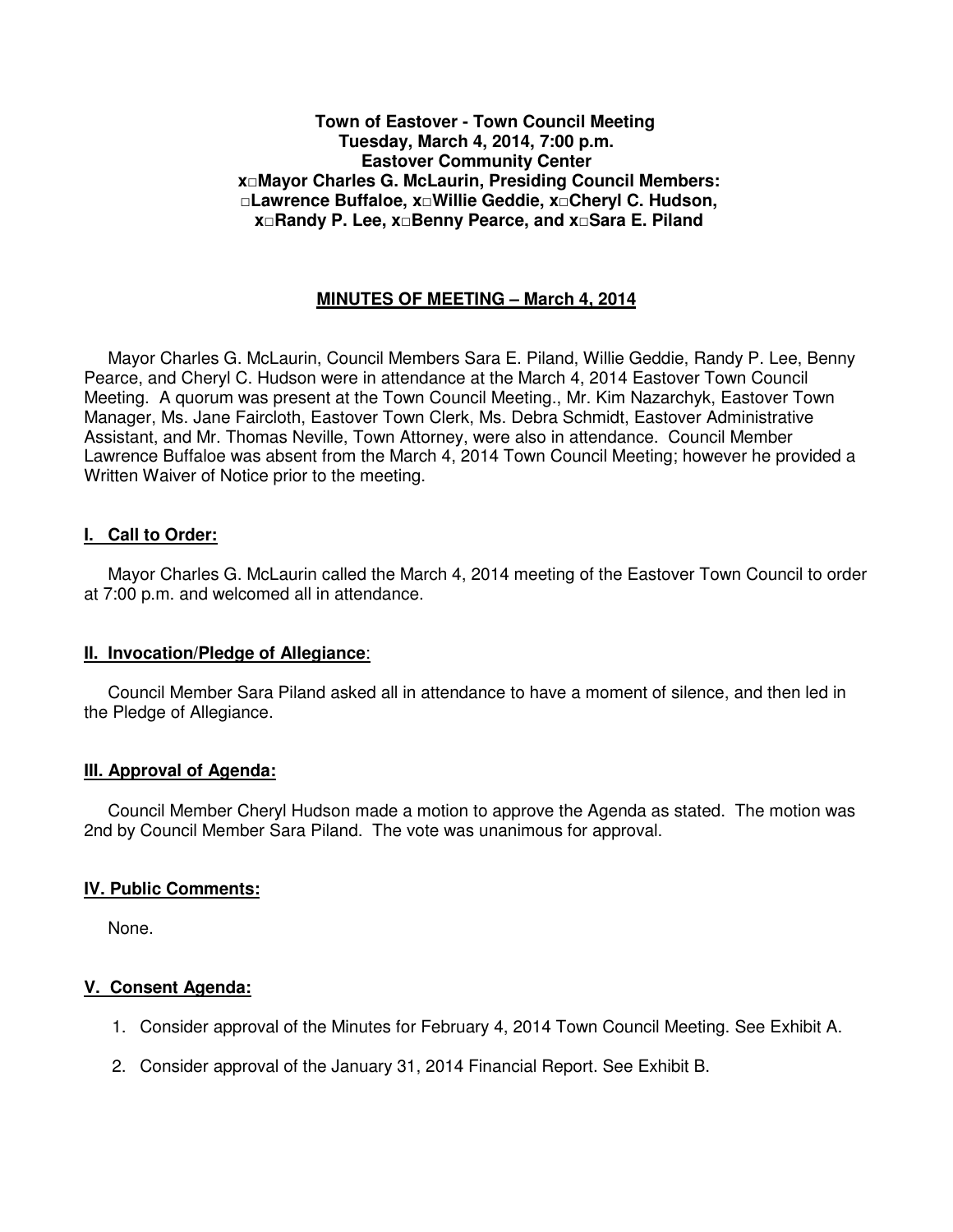**Town of Eastover - Town Council Meeting**
**Tuesday, March 4, 2014, 7:00 p.m.**
**Eastover Community Center**
**x□Mayor Charles G. McLaurin, Presiding Council Members:**
**□Lawrence Buffaloe, x□Willie Geddie, x□Cheryl C. Hudson,**
**x□Randy P. Lee, x□Benny Pearce, and x□Sara E. Piland**

**<u>MINUTES OF MEETING – March 4, 2014</u>**

Mayor Charles G. McLaurin, Council Members Sara E. Piland, Willie Geddie, Randy P. Lee, Benny Pearce, and Cheryl C. Hudson were in attendance at the March 4, 2014 Eastover Town Council Meeting. A quorum was present at the Town Council Meeting., Mr. Kim Nazarchyk, Eastover Town Manager, Ms. Jane Faircloth, Eastover Town Clerk, Ms. Debra Schmidt, Eastover Administrative Assistant, and Mr. Thomas Neville, Town Attorney, were also in attendance. Council Member Lawrence Buffaloe was absent from the March 4, 2014 Town Council Meeting; however he provided a Written Waiver of Notice prior to the meeting.

**<u>I. Call to Order:</u>**

Mayor Charles G. McLaurin called the March 4, 2014 meeting of the Eastover Town Council to order at 7:00 p.m. and welcomed all in attendance.

**<u>II. Invocation/Pledge of Allegiance</u>**:

Council Member Sara Piland asked all in attendance to have a moment of silence, and then led in the Pledge of Allegiance.

**<u>III. Approval of Agenda:</u>**

Council Member Cheryl Hudson made a motion to approve the Agenda as stated. The motion was 2nd by Council Member Sara Piland. The vote was unanimous for approval.

**<u>IV. Public Comments:</u>**

None.

**<u>V. Consent Agenda:</u>**

1. Consider approval of the Minutes for February 4, 2014 Town Council Meeting. See Exhibit A.
2. Consider approval of the January 31, 2014 Financial Report. See Exhibit B.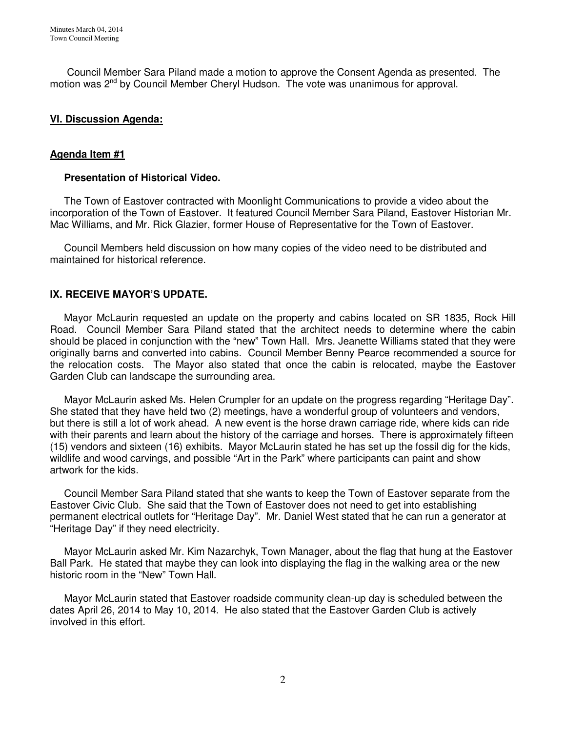Council Member Sara Piland made a motion to approve the Consent Agenda as presented. The motion was 2nd by Council Member Cheryl Hudson. The vote was unanimous for approval.

## VI. Discussion Agenda:

### Agenda Item #1

**Presentation of Historical Video.**

The Town of Eastover contracted with Moonlight Communications to provide a video about the incorporation of the Town of Eastover. It featured Council Member Sara Piland, Eastover Historian Mr. Mac Williams, and Mr. Rick Glazier, former House of Representative for the Town of Eastover.

Council Members held discussion on how many copies of the video need to be distributed and maintained for historical reference.

## IX. RECEIVE MAYOR'S UPDATE.

Mayor McLaurin requested an update on the property and cabins located on SR 1835, Rock Hill Road. Council Member Sara Piland stated that the architect needs to determine where the cabin should be placed in conjunction with the "new" Town Hall. Mrs. Jeanette Williams stated that they were originally barns and converted into cabins. Council Member Benny Pearce recommended a source for the relocation costs. The Mayor also stated that once the cabin is relocated, maybe the Eastover Garden Club can landscape the surrounding area.

Mayor McLaurin asked Ms. Helen Crumpler for an update on the progress regarding "Heritage Day". She stated that they have held two (2) meetings, have a wonderful group of volunteers and vendors, but there is still a lot of work ahead. A new event is the horse drawn carriage ride, where kids can ride with their parents and learn about the history of the carriage and horses. There is approximately fifteen (15) vendors and sixteen (16) exhibits. Mayor McLaurin stated he has set up the fossil dig for the kids, wildlife and wood carvings, and possible "Art in the Park" where participants can paint and show artwork for the kids.

Council Member Sara Piland stated that she wants to keep the Town of Eastover separate from the Eastover Civic Club. She said that the Town of Eastover does not need to get into establishing permanent electrical outlets for "Heritage Day". Mr. Daniel West stated that he can run a generator at "Heritage Day" if they need electricity.

Mayor McLaurin asked Mr. Kim Nazarchyk, Town Manager, about the flag that hung at the Eastover Ball Park. He stated that maybe they can look into displaying the flag in the walking area or the new historic room in the "New" Town Hall.

Mayor McLaurin stated that Eastover roadside community clean-up day is scheduled between the dates April 26, 2014 to May 10, 2014. He also stated that the Eastover Garden Club is actively involved in this effort.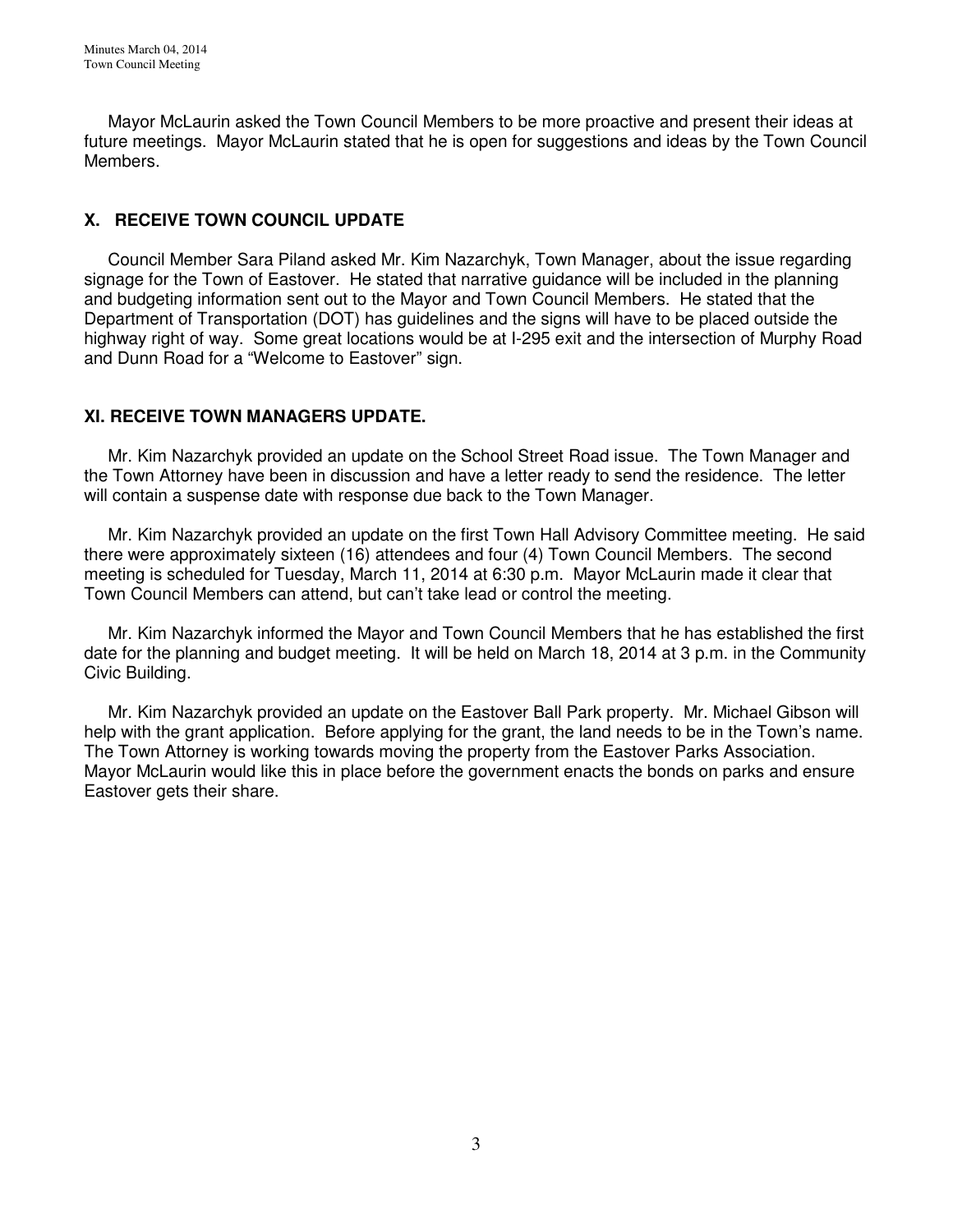Mayor McLaurin asked the Town Council Members to be more proactive and present their ideas at future meetings. Mayor McLaurin stated that he is open for suggestions and ideas by the Town Council Members.

## X. RECEIVE TOWN COUNCIL UPDATE

Council Member Sara Piland asked Mr. Kim Nazarchyk, Town Manager, about the issue regarding signage for the Town of Eastover. He stated that narrative guidance will be included in the planning and budgeting information sent out to the Mayor and Town Council Members. He stated that the Department of Transportation (DOT) has guidelines and the signs will have to be placed outside the highway right of way. Some great locations would be at I-295 exit and the intersection of Murphy Road and Dunn Road for a "Welcome to Eastover" sign.

## XI. RECEIVE TOWN MANAGERS UPDATE.

Mr. Kim Nazarchyk provided an update on the School Street Road issue. The Town Manager and the Town Attorney have been in discussion and have a letter ready to send the residence. The letter will contain a suspense date with response due back to the Town Manager.

Mr. Kim Nazarchyk provided an update on the first Town Hall Advisory Committee meeting. He said there were approximately sixteen (16) attendees and four (4) Town Council Members. The second meeting is scheduled for Tuesday, March 11, 2014 at 6:30 p.m. Mayor McLaurin made it clear that Town Council Members can attend, but can't take lead or control the meeting.

Mr. Kim Nazarchyk informed the Mayor and Town Council Members that he has established the first date for the planning and budget meeting. It will be held on March 18, 2014 at 3 p.m. in the Community Civic Building.

Mr. Kim Nazarchyk provided an update on the Eastover Ball Park property. Mr. Michael Gibson will help with the grant application. Before applying for the grant, the land needs to be in the Town's name. The Town Attorney is working towards moving the property from the Eastover Parks Association. Mayor McLaurin would like this in place before the government enacts the bonds on parks and ensure Eastover gets their share.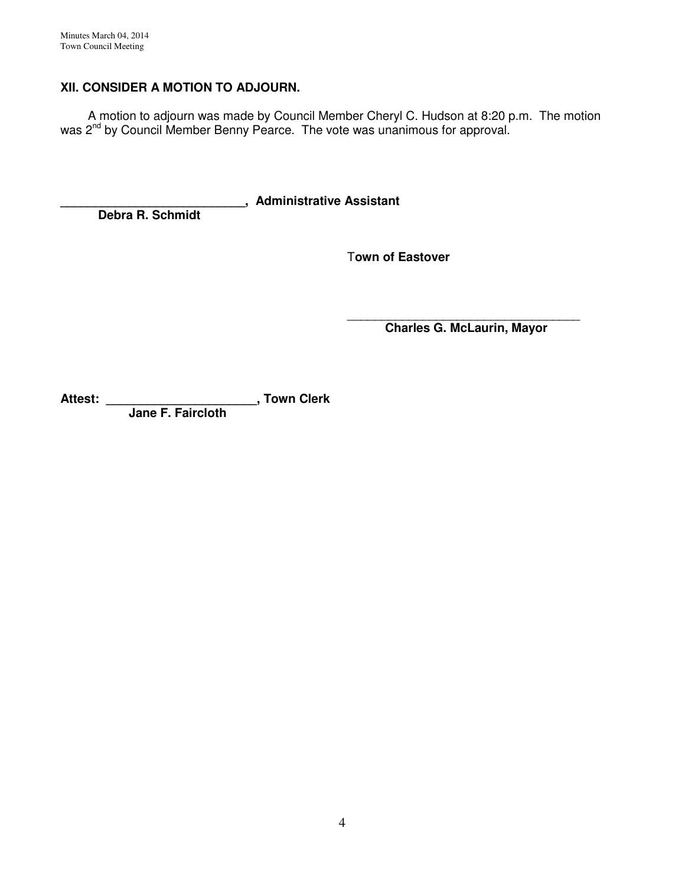**XII. CONSIDER A MOTION TO ADJOURN.**

A motion to adjourn was made by Council Member Cheryl C. Hudson at 8:20 p.m. The motion was 2nd by Council Member Benny Pearce. The vote was unanimous for approval.

**____________________________, Administrative Assistant**
**Debra R. Schmidt**

**Town of Eastover**

____________________________________
**Charles G. McLaurin, Mayor**

**Attest: ______________________, Town Clerk**
**Jane F. Faircloth**